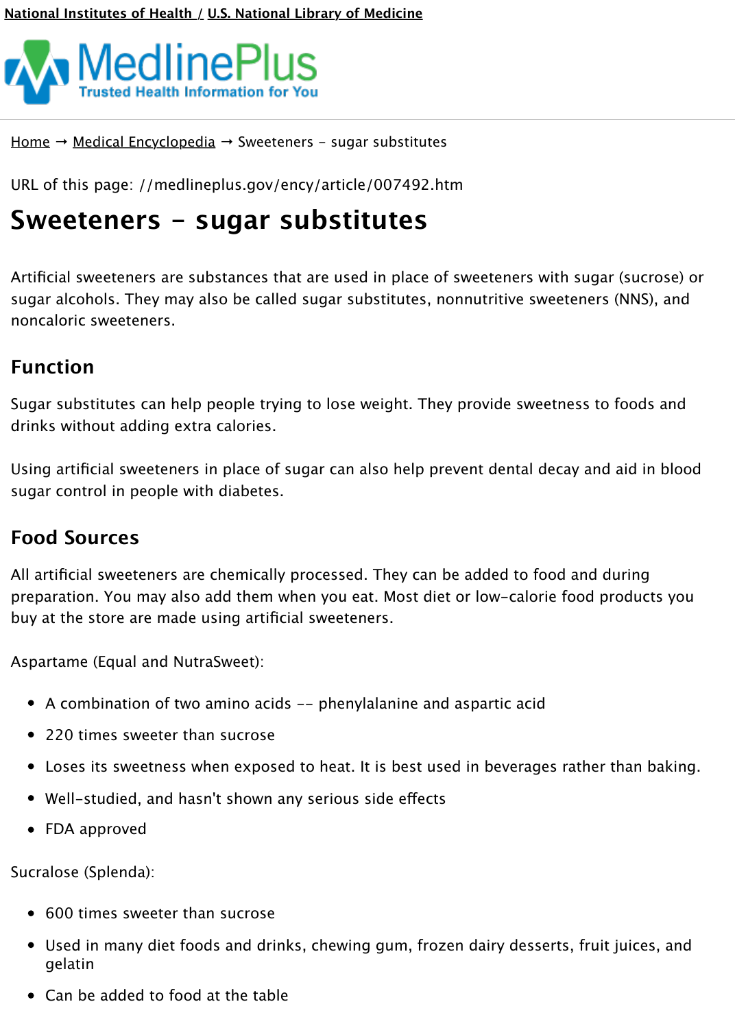National Institutes of Health / U.S. National Library of Medicine

MedlinePlus
Trusted Health Information for You

Home → Medical Encyclopedia → Sweeteners - sugar substitutes

URL of this page: //medlineplus.gov/ency/article/007492.htm

# Sweeteners - sugar substitutes

Artificial sweeteners are substances that are used in place of sweeteners with sugar (sucrose) or sugar alcohols. They may also be called sugar substitutes, nonnutritive sweeteners (NNS), and noncaloric sweeteners.

## Function

Sugar substitutes can help people trying to lose weight. They provide sweetness to foods and drinks without adding extra calories.

Using artificial sweeteners in place of sugar can also help prevent dental decay and aid in blood sugar control in people with diabetes.

## Food Sources

All artificial sweeteners are chemically processed. They can be added to food and during preparation. You may also add them when you eat. Most diet or low-calorie food products you buy at the store are made using artificial sweeteners.

Aspartame (Equal and NutraSweet):

- A combination of two amino acids -- phenylalanine and aspartic acid
- 220 times sweeter than sucrose
- Loses its sweetness when exposed to heat. It is best used in beverages rather than baking.
- Well-studied, and hasn't shown any serious side effects
- FDA approved

Sucralose (Splenda):

- 600 times sweeter than sucrose
- Used in many diet foods and drinks, chewing gum, frozen dairy desserts, fruit juices, and gelatin
- Can be added to food at the table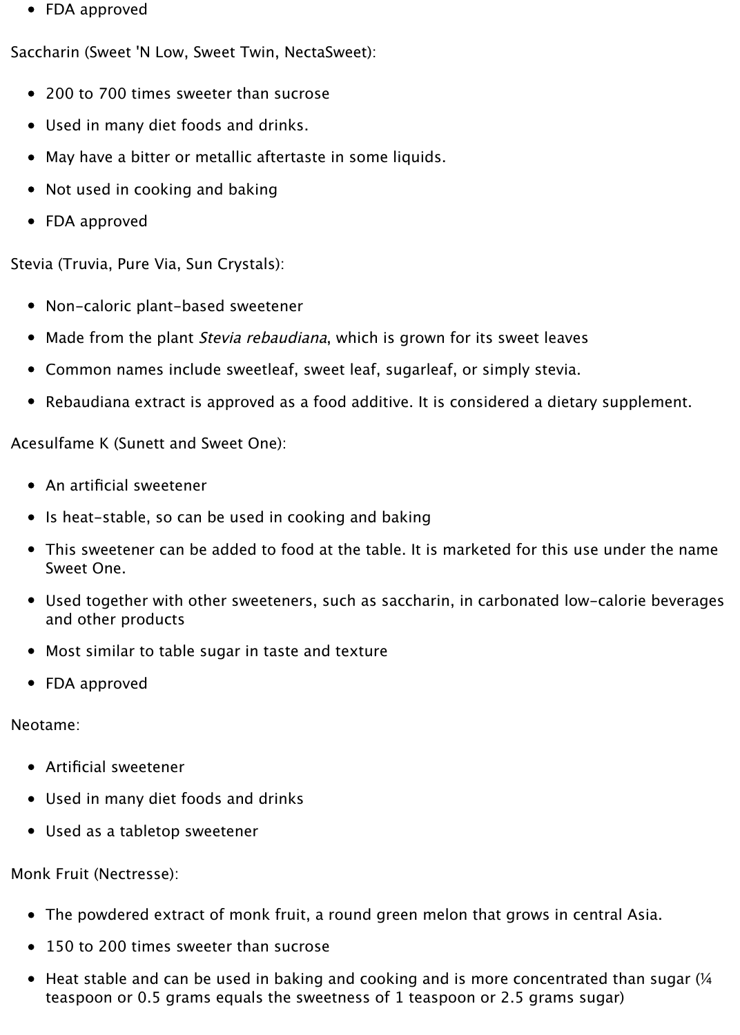- FDA approved

Saccharin (Sweet 'N Low, Sweet Twin, NectaSweet):

- 200 to 700 times sweeter than sucrose
- Used in many diet foods and drinks.
- May have a bitter or metallic aftertaste in some liquids.
- Not used in cooking and baking
- FDA approved

Stevia (Truvia, Pure Via, Sun Crystals):

- Non-caloric plant-based sweetener
- Made from the plant *Stevia rebaudiana*, which is grown for its sweet leaves
- Common names include sweetleaf, sweet leaf, sugarleaf, or simply stevia.
- Rebaudiana extract is approved as a food additive. It is considered a dietary supplement.

Acesulfame K (Sunett and Sweet One):

- An artificial sweetener
- Is heat-stable, so can be used in cooking and baking
- This sweetener can be added to food at the table. It is marketed for this use under the name Sweet One.
- Used together with other sweeteners, such as saccharin, in carbonated low-calorie beverages and other products
- Most similar to table sugar in taste and texture
- FDA approved

Neotame:

- Artificial sweetener
- Used in many diet foods and drinks
- Used as a tabletop sweetener

Monk Fruit (Nectresse):

- The powdered extract of monk fruit, a round green melon that grows in central Asia.
- 150 to 200 times sweeter than sucrose
- Heat stable and can be used in baking and cooking and is more concentrated than sugar (¼ teaspoon or 0.5 grams equals the sweetness of 1 teaspoon or 2.5 grams sugar)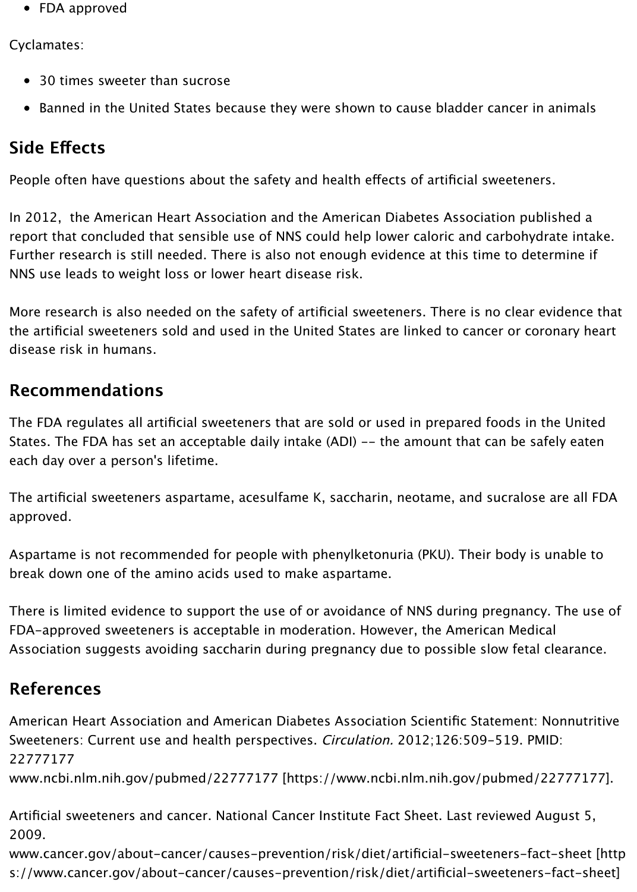- FDA approved

Cyclamates:

- 30 times sweeter than sucrose
- Banned in the United States because they were shown to cause bladder cancer in animals

## Side Effects

People often have questions about the safety and health effects of artificial sweeteners.

In 2012, the American Heart Association and the American Diabetes Association published a report that concluded that sensible use of NNS could help lower caloric and carbohydrate intake. Further research is still needed. There is also not enough evidence at this time to determine if NNS use leads to weight loss or lower heart disease risk.

More research is also needed on the safety of artificial sweeteners. There is no clear evidence that the artificial sweeteners sold and used in the United States are linked to cancer or coronary heart disease risk in humans.

## Recommendations

The FDA regulates all artificial sweeteners that are sold or used in prepared foods in the United States. The FDA has set an acceptable daily intake (ADI) -- the amount that can be safely eaten each day over a person's lifetime.

The artificial sweeteners aspartame, acesulfame K, saccharin, neotame, and sucralose are all FDA approved.

Aspartame is not recommended for people with phenylketonuria (PKU). Their body is unable to break down one of the amino acids used to make aspartame.

There is limited evidence to support the use of or avoidance of NNS during pregnancy. The use of FDA-approved sweeteners is acceptable in moderation. However, the American Medical Association suggests avoiding saccharin during pregnancy due to possible slow fetal clearance.

## References

American Heart Association and American Diabetes Association Scientific Statement: Nonnutritive Sweeteners: Current use and health perspectives. *Circulation.* 2012;126:509-519. PMID: 22777177
www.ncbi.nlm.nih.gov/pubmed/22777177 [https://www.ncbi.nlm.nih.gov/pubmed/22777177].

Artificial sweeteners and cancer. National Cancer Institute Fact Sheet. Last reviewed August 5, 2009.
www.cancer.gov/about-cancer/causes-prevention/risk/diet/artificial-sweeteners-fact-sheet [https://www.cancer.gov/about-cancer/causes-prevention/risk/diet/artificial-sweeteners-fact-sheet]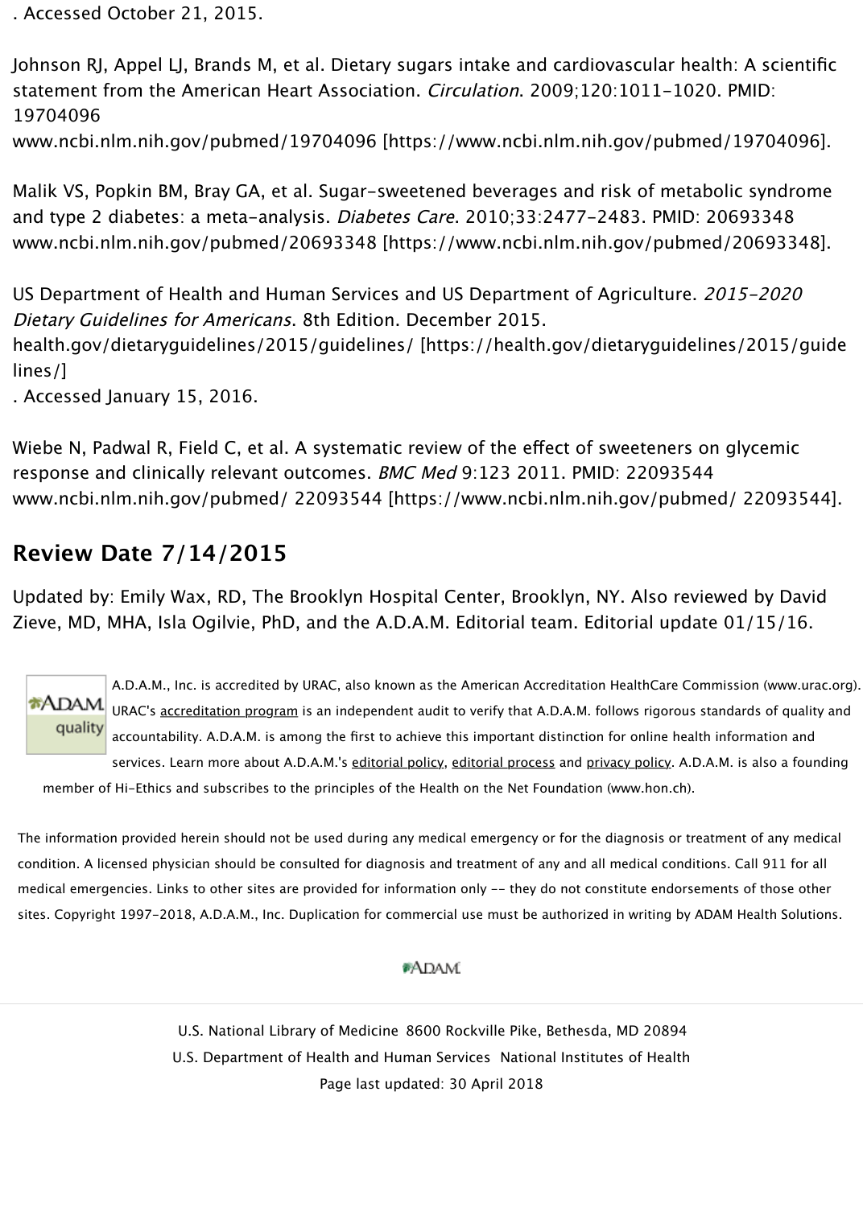. Accessed October 21, 2015.

Johnson RJ, Appel LJ, Brands M, et al. Dietary sugars intake and cardiovascular health: A scientific statement from the American Heart Association. *Circulation*. 2009;120:1011-1020. PMID: 19704096
www.ncbi.nlm.nih.gov/pubmed/19704096 [https://www.ncbi.nlm.nih.gov/pubmed/19704096].

Malik VS, Popkin BM, Bray GA, et al. Sugar-sweetened beverages and risk of metabolic syndrome and type 2 diabetes: a meta-analysis. *Diabetes Care*. 2010;33:2477-2483. PMID: 20693348
www.ncbi.nlm.nih.gov/pubmed/20693348 [https://www.ncbi.nlm.nih.gov/pubmed/20693348].

US Department of Health and Human Services and US Department of Agriculture. *2015-2020 Dietary Guidelines for Americans*. 8th Edition. December 2015.
health.gov/dietaryguidelines/2015/guidelines/ [https://health.gov/dietaryguidelines/2015/guidelines/]
. Accessed January 15, 2016.

Wiebe N, Padwal R, Field C, et al. A systematic review of the effect of sweeteners on glycemic response and clinically relevant outcomes. *BMC Med* 9:123 2011. PMID: 22093544
www.ncbi.nlm.nih.gov/pubmed/ 22093544 [https://www.ncbi.nlm.nih.gov/pubmed/ 22093544].

## Review Date 7/14/2015

Updated by: Emily Wax, RD, The Brooklyn Hospital Center, Brooklyn, NY. Also reviewed by David Zieve, MD, MHA, Isla Ogilvie, PhD, and the A.D.A.M. Editorial team. Editorial update 01/15/16.

A.D.A.M., Inc. is accredited by URAC, also known as the American Accreditation HealthCare Commission (www.urac.org). URAC's accreditation program is an independent audit to verify that A.D.A.M. follows rigorous standards of quality and accountability. A.D.A.M. is among the first to achieve this important distinction for online health information and services. Learn more about A.D.A.M.'s editorial policy, editorial process and privacy policy. A.D.A.M. is also a founding member of Hi-Ethics and subscribes to the principles of the Health on the Net Foundation (www.hon.ch).

The information provided herein should not be used during any medical emergency or for the diagnosis or treatment of any medical condition. A licensed physician should be consulted for diagnosis and treatment of any and all medical conditions. Call 911 for all medical emergencies. Links to other sites are provided for information only -- they do not constitute endorsements of those other sites. Copyright 1997-2018, A.D.A.M., Inc. Duplication for commercial use must be authorized in writing by ADAM Health Solutions.

U.S. National Library of Medicine 8600 Rockville Pike, Bethesda, MD 20894
U.S. Department of Health and Human Services National Institutes of Health
Page last updated: 30 April 2018